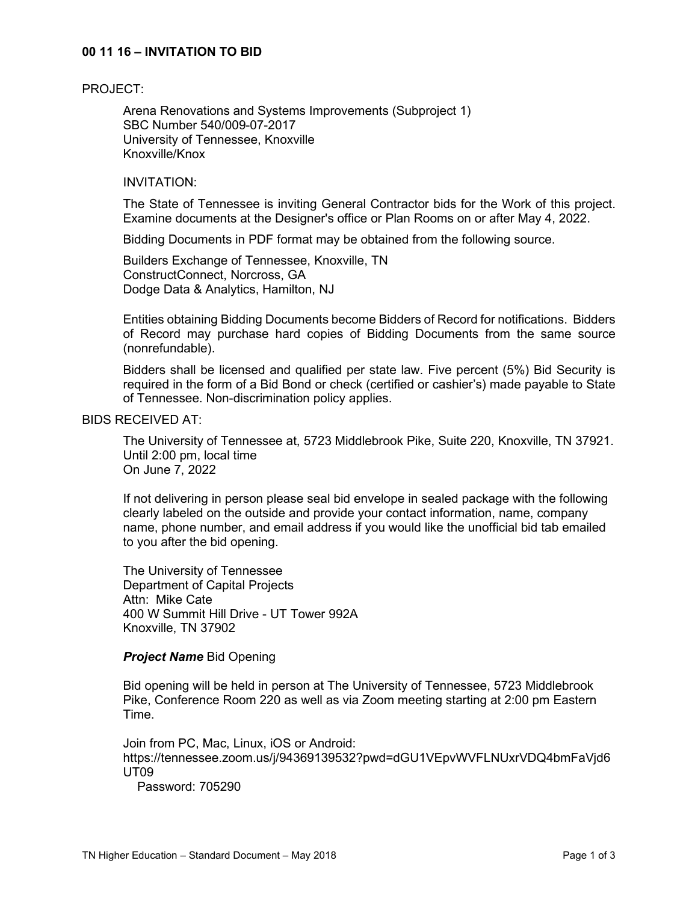# 00 11 16 – INVITATION TO BID

PROJECT:

Arena Renovations and Systems Improvements (Subproject 1)
SBC Number 540/009-07-2017
University of Tennessee, Knoxville
Knoxville/Knox

INVITATION:

The State of Tennessee is inviting General Contractor bids for the Work of this project. Examine documents at the Designer's office or Plan Rooms on or after May 4, 2022.

Bidding Documents in PDF format may be obtained from the following source.

Builders Exchange of Tennessee, Knoxville, TN
ConstructConnect, Norcross, GA
Dodge Data & Analytics, Hamilton, NJ

Entities obtaining Bidding Documents become Bidders of Record for notifications. Bidders of Record may purchase hard copies of Bidding Documents from the same source (nonrefundable).

Bidders shall be licensed and qualified per state law. Five percent (5%) Bid Security is required in the form of a Bid Bond or check (certified or cashier's) made payable to State of Tennessee. Non-discrimination policy applies.

BIDS RECEIVED AT:

The University of Tennessee at, 5723 Middlebrook Pike, Suite 220, Knoxville, TN 37921.
Until 2:00 pm, local time
On June 7, 2022

If not delivering in person please seal bid envelope in sealed package with the following clearly labeled on the outside and provide your contact information, name, company name, phone number, and email address if you would like the unofficial bid tab emailed to you after the bid opening.

The University of Tennessee
Department of Capital Projects
Attn: Mike Cate
400 W Summit Hill Drive - UT Tower 992A
Knoxville, TN 37902

***Project Name*** Bid Opening

Bid opening will be held in person at The University of Tennessee, 5723 Middlebrook Pike, Conference Room 220 as well as via Zoom meeting starting at 2:00 pm Eastern Time.

Join from PC, Mac, Linux, iOS or Android:
https://tennessee.zoom.us/j/94369139532?pwd=dGU1VEpvWVFLNUxrVDQ4bmFaVjd6UT09
Password: 705290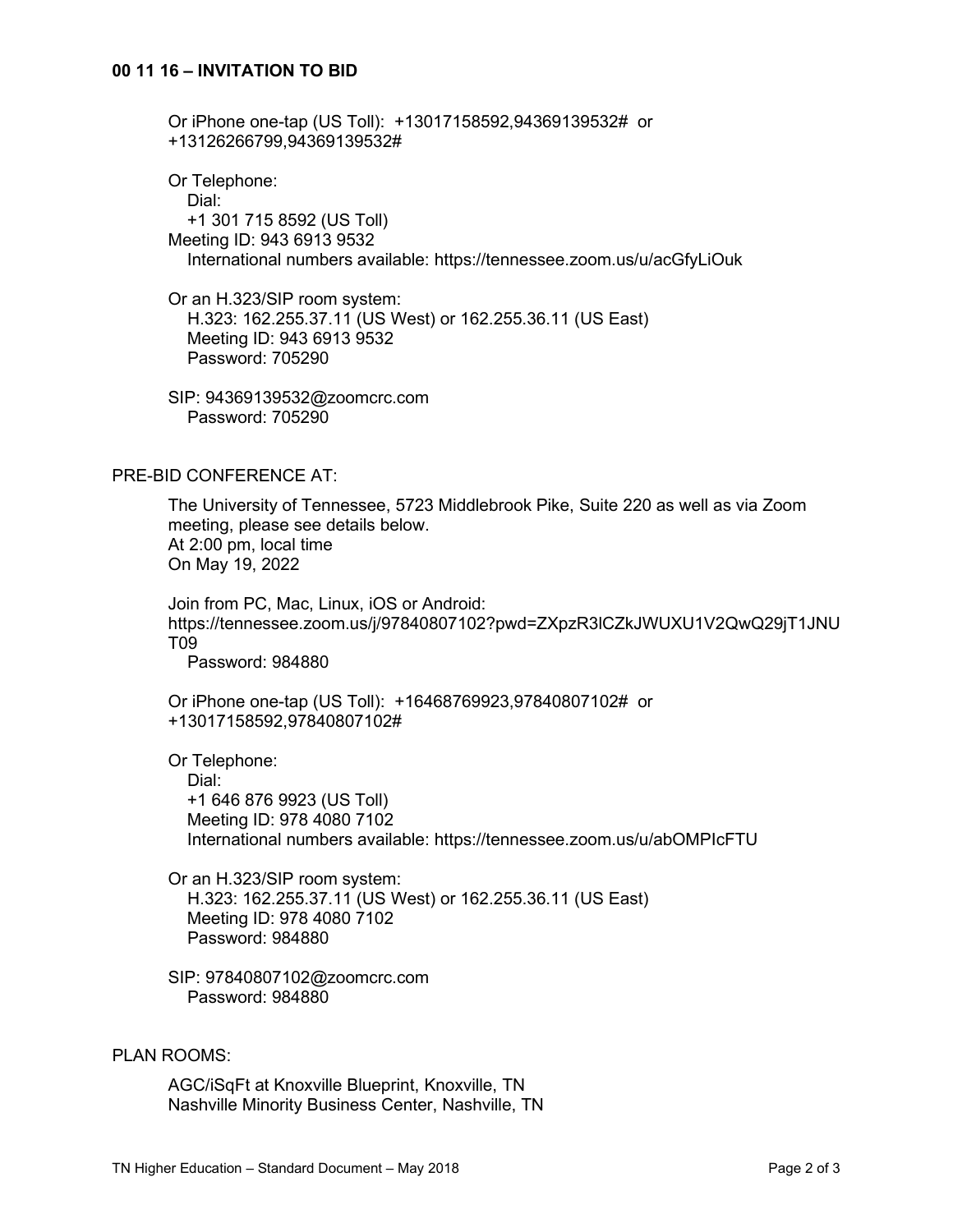## 00 11 16 – INVITATION TO BID

Or iPhone one-tap (US Toll): +13017158592,94369139532# or +13126266799,94369139532#

Or Telephone:
Dial:
+1 301 715 8592 (US Toll)
Meeting ID: 943 6913 9532
International numbers available: https://tennessee.zoom.us/u/acGfyLiOuk

Or an H.323/SIP room system:
H.323: 162.255.37.11 (US West) or 162.255.36.11 (US East)
Meeting ID: 943 6913 9532
Password: 705290

SIP: 94369139532@zoomcrc.com
Password: 705290

PRE-BID CONFERENCE AT:

The University of Tennessee, 5723 Middlebrook Pike, Suite 220 as well as via Zoom meeting, please see details below.
At 2:00 pm, local time
On May 19, 2022

Join from PC, Mac, Linux, iOS or Android:
https://tennessee.zoom.us/j/97840807102?pwd=ZXpzR3lCZkJWUXU1V2QwQ29jT1JNUT09
Password: 984880

Or iPhone one-tap (US Toll): +16468769923,97840807102# or +13017158592,97840807102#

Or Telephone:
Dial:
+1 646 876 9923 (US Toll)
Meeting ID: 978 4080 7102
International numbers available: https://tennessee.zoom.us/u/abOMPIcFTU

Or an H.323/SIP room system:
H.323: 162.255.37.11 (US West) or 162.255.36.11 (US East)
Meeting ID: 978 4080 7102
Password: 984880

SIP: 97840807102@zoomcrc.com
Password: 984880

PLAN ROOMS:

AGC/iSqFt at Knoxville Blueprint, Knoxville, TN
Nashville Minority Business Center, Nashville, TN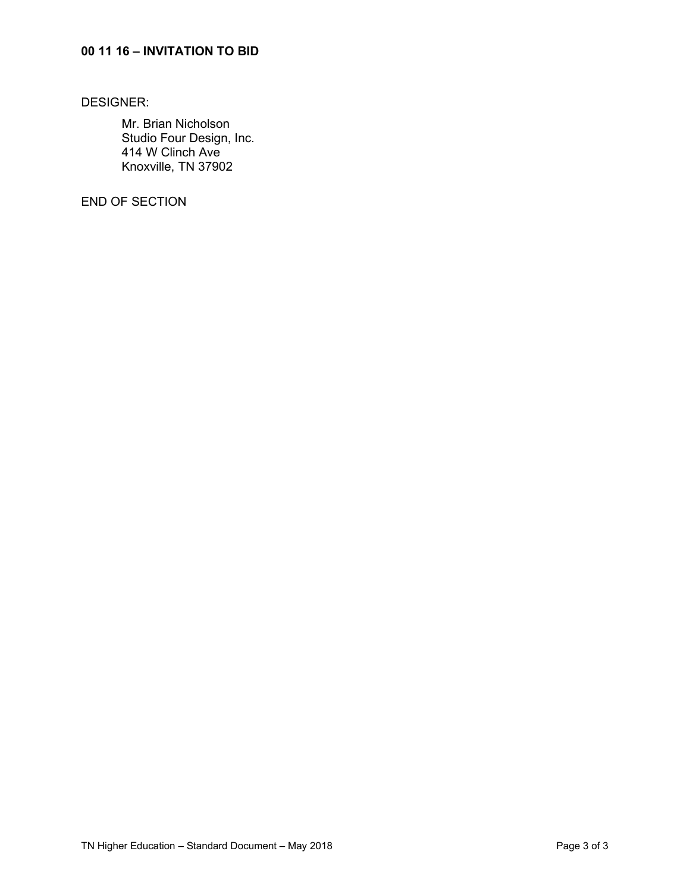**00 11 16 – INVITATION TO BID**

DESIGNER:

Mr. Brian Nicholson
Studio Four Design, Inc.
414 W Clinch Ave
Knoxville, TN 37902

END OF SECTION